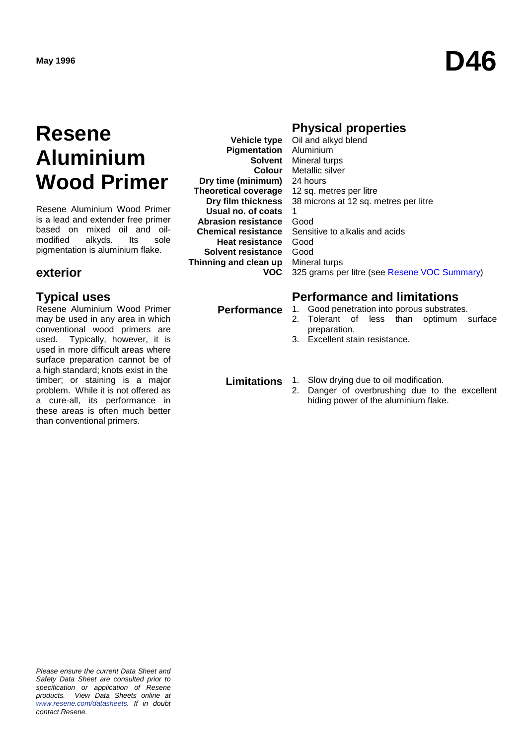May 1996

# D46

# Resene Aluminium Wood Primer

Resene Aluminium Wood Primer is a lead and extender free primer based on mixed oil and oil-modified alkyds. Its sole pigmentation is aluminium flake.

## exterior

## Typical uses

Resene Aluminium Wood Primer may be used in any area in which conventional wood primers are used. Typically, however, it is used in more difficult areas where surface preparation cannot be of a high standard; knots exist in the timber; or staining is a major problem. While it is not offered as a cure-all, its performance in these areas is often much better than conventional primers.

## Physical properties

| | |
|---|---|
| **Vehicle type** | Oil and alkyd blend |
| **Pigmentation** | Aluminium |
| **Solvent** | Mineral turps |
| **Colour** | Metallic silver |
| **Dry time (minimum)** | 24 hours |
| **Theoretical coverage** | 12 sq. metres per litre |
| **Dry film thickness** | 38 microns at 12 sq. metres per litre |
| **Usual no. of coats** | 1 |
| **Abrasion resistance** | Good |
| **Chemical resistance** | Sensitive to alkalis and acids |
| **Heat resistance** | Good |
| **Solvent resistance** | Good |
| **Thinning and clean up** | Mineral turps |
| **VOC** | 325 grams per litre (see Resene VOC Summary) |

## Performance and limitations

**Performance**

1. Good penetration into porous substrates.
2. Tolerant of less than optimum surface preparation.
3. Excellent stain resistance.

**Limitations**

1. Slow drying due to oil modification.
2. Danger of overbrushing due to the excellent hiding power of the aluminium flake.

*Please ensure the current Data Sheet and Safety Data Sheet are consulted prior to specification or application of Resene products. View Data Sheets online at www.resene.com/datasheets. If in doubt contact Resene.*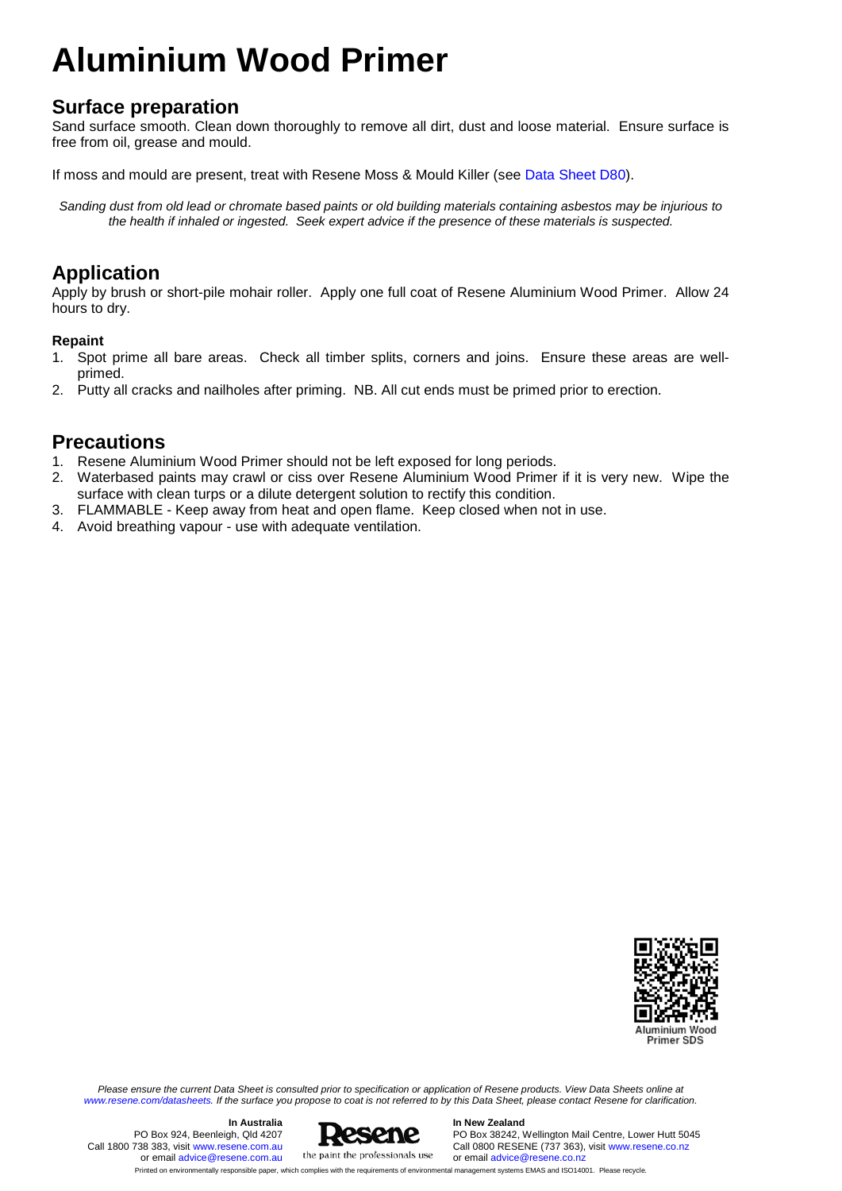# Aluminium Wood Primer

## Surface preparation

Sand surface smooth. Clean down thoroughly to remove all dirt, dust and loose material. Ensure surface is free from oil, grease and mould.

If moss and mould are present, treat with Resene Moss & Mould Killer (see Data Sheet D80).

*Sanding dust from old lead or chromate based paints or old building materials containing asbestos may be injurious to the health if inhaled or ingested. Seek expert advice if the presence of these materials is suspected.*

## Application

Apply by brush or short-pile mohair roller. Apply one full coat of Resene Aluminium Wood Primer. Allow 24 hours to dry.

**Repaint**

1. Spot prime all bare areas. Check all timber splits, corners and joins. Ensure these areas are well-primed.
2. Putty all cracks and nailholes after priming. NB. All cut ends must be primed prior to erection.

## Precautions

1. Resene Aluminium Wood Primer should not be left exposed for long periods.
2. Waterbased paints may crawl or ciss over Resene Aluminium Wood Primer if it is very new. Wipe the surface with clean turps or a dilute detergent solution to rectify this condition.
3. FLAMMABLE - Keep away from heat and open flame. Keep closed when not in use.
4. Avoid breathing vapour - use with adequate ventilation.

Aluminium Wood Primer SDS

*Please ensure the current Data Sheet is consulted prior to specification or application of Resene products. View Data Sheets online at www.resene.com/datasheets. If the surface you propose to coat is not referred to by this Data Sheet, please contact Resene for clarification.*

**In Australia**
PO Box 924, Beenleigh, Qld 4207
Call 1800 738 383, visit www.resene.com.au
or email advice@resene.com.au

Resene
the paint the professionals use

**In New Zealand**
PO Box 38242, Wellington Mail Centre, Lower Hutt 5045
Call 0800 RESENE (737 363), visit www.resene.co.nz
or email advice@resene.co.nz

Printed on environmentally responsible paper, which complies with the requirements of environmental management systems EMAS and ISO14001. Please recycle.